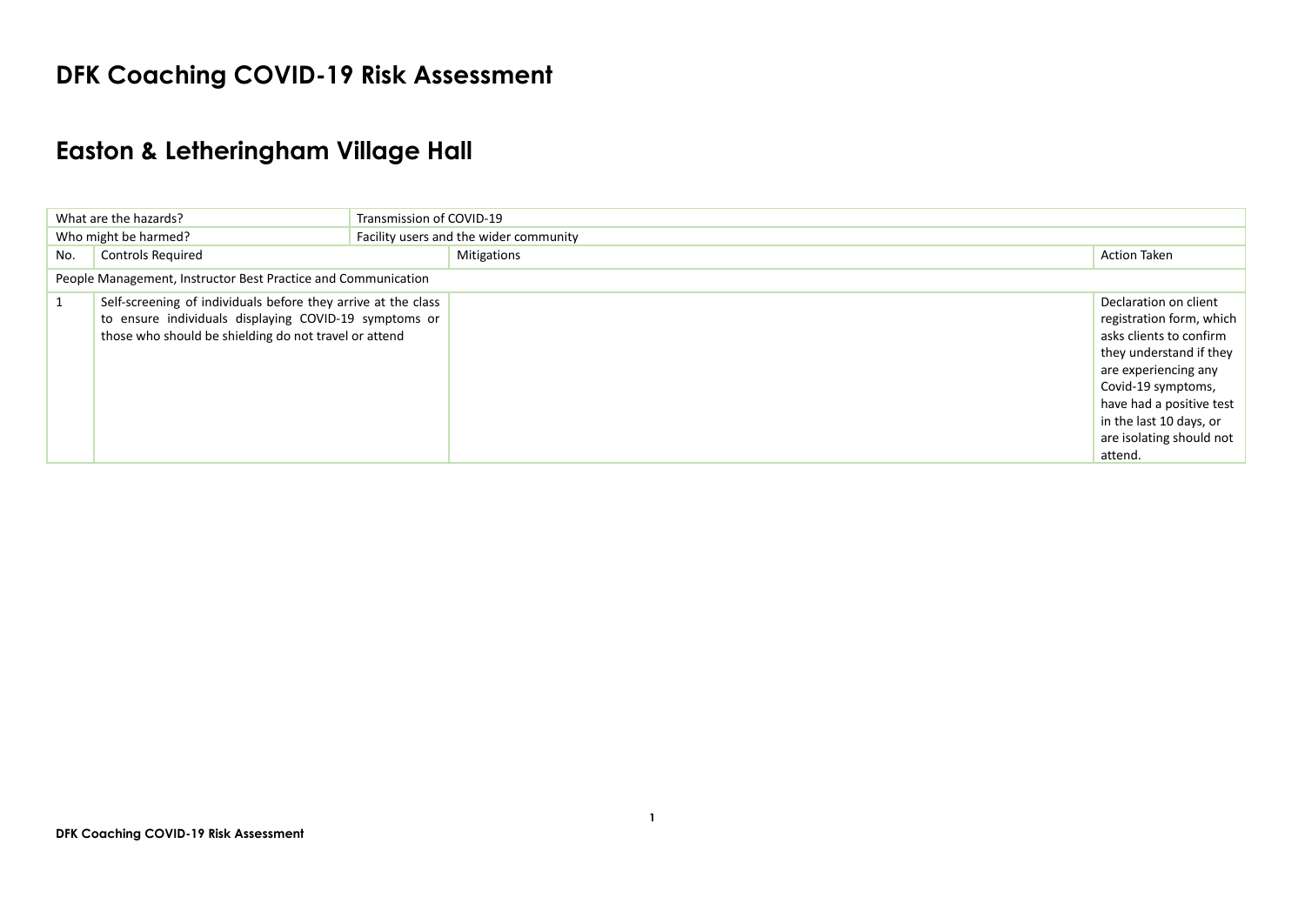# DFK Coaching COVID-19 Risk Assessment

# Easton & Letheringham Village Hall

| What are the hazards? | | Transmission of COVID-19 | |
|---|---|---|---|
| Who might be harmed? | | Facility users and the wider community | |
| No. | Controls Required | Mitigations | Action Taken |
| People Management, Instructor Best Practice and Communication | | | |
| 1 | Self-screening of individuals before they arrive at the class to ensure individuals displaying COVID-19 symptoms or those who should be shielding do not travel or attend | | Declaration on client registration form, which asks clients to confirm they understand if they are experiencing any Covid-19 symptoms, have had a positive test in the last 10 days, or are isolating should not attend. |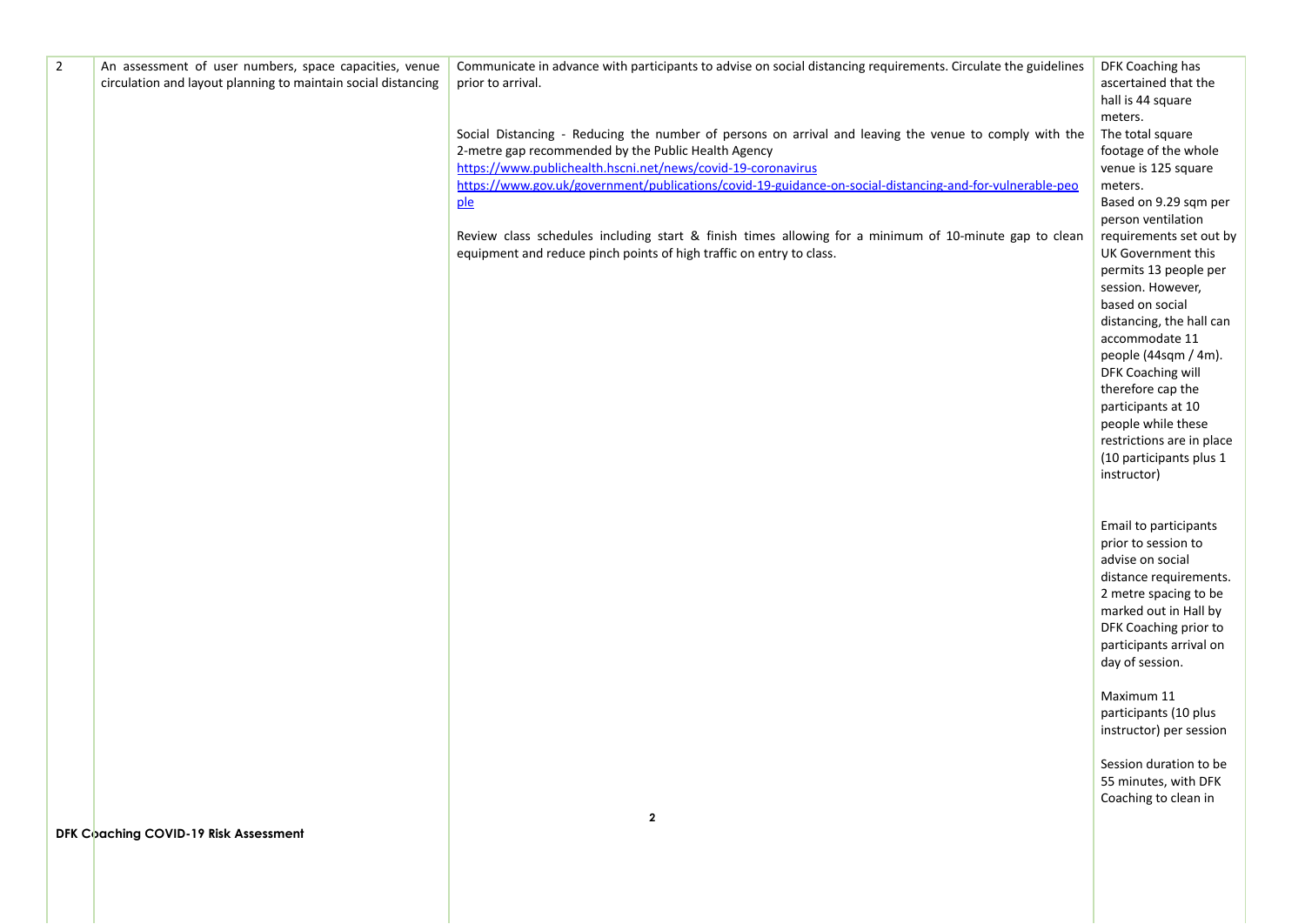| 2 | An assessment of user numbers, space capacities, venue circulation and layout planning to maintain social distancing | Communicate in advance with participants to advise on social distancing requirements. Circulate the guidelines prior to arrival.<br><br>Social Distancing - Reducing the number of persons on arrival and leaving the venue to comply with the 2-metre gap recommended by the Public Health Agency<br>https://www.publichealth.hscni.net/news/covid-19-coronavirus<br>https://www.gov.uk/government/publications/covid-19-guidance-on-social-distancing-and-for-vulnerable-people<br><br>Review class schedules including start & finish times allowing for a minimum of 10-minute gap to clean equipment and reduce pinch points of high traffic on entry to class. | DFK Coaching has ascertained that the hall is 44 square meters.<br>The total square footage of the whole venue is 125 square meters.<br>Based on 9.29 sqm per person ventilation requirements set out by UK Government this permits 13 people per session. However, based on social distancing, the hall can accommodate 11 people (44sqm / 4m). DFK Coaching will therefore cap the participants at 10 people while these restrictions are in place (10 participants plus 1 instructor)<br><br>Email to participants prior to session to advise on social distance requirements. 2 metre spacing to be marked out in Hall by DFK Coaching prior to participants arrival on day of session.<br><br>Maximum 11 participants (10 plus instructor) per session<br><br>Session duration to be 55 minutes, with DFK Coaching to clean in |
|---|---|---|---|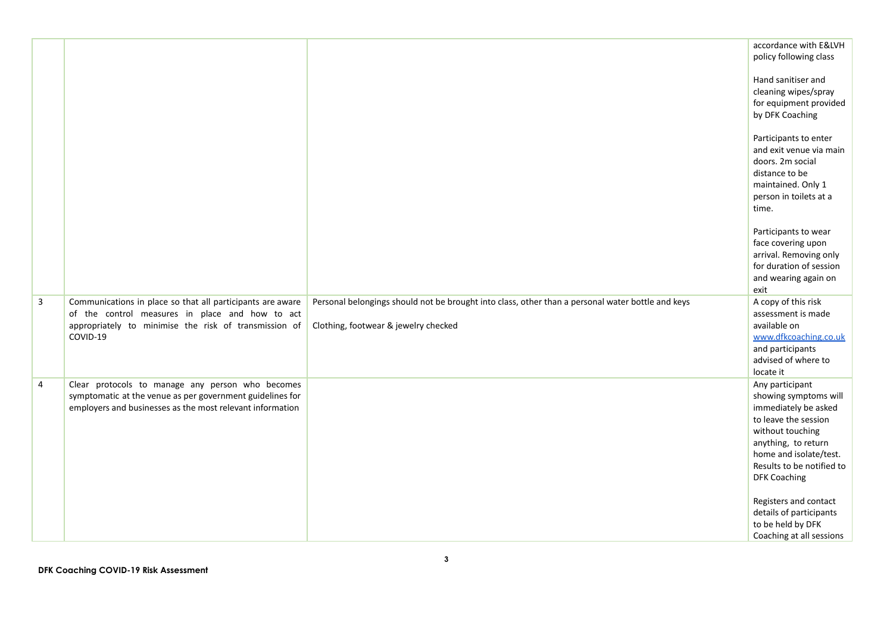| | | | |
|---|---|---|---|
| | | | accordance with E&LVH policy following class<br><br>Hand sanitiser and cleaning wipes/spray for equipment provided by DFK Coaching<br><br>Participants to enter and exit venue via main doors. 2m social distance to be maintained. Only 1 person in toilets at a time.<br><br>Participants to wear face covering upon arrival. Removing only for duration of session and wearing again on exit |
| 3 | Communications in place so that all participants are aware of the control measures in place and how to act appropriately to minimise the risk of transmission of COVID-19 | Personal belongings should not be brought into class, other than a personal water bottle and keys<br><br>Clothing, footwear & jewelry checked | A copy of this risk assessment is made available on www.dfkcoaching.co.uk and participants advised of where to locate it |
| 4 | Clear protocols to manage any person who becomes symptomatic at the venue as per government guidelines for employers and businesses as the most relevant information | | Any participant showing symptoms will immediately be asked to leave the session without touching anything, to return home and isolate/test. Results to be notified to DFK Coaching<br><br>Registers and contact details of participants to be held by DFK Coaching at all sessions |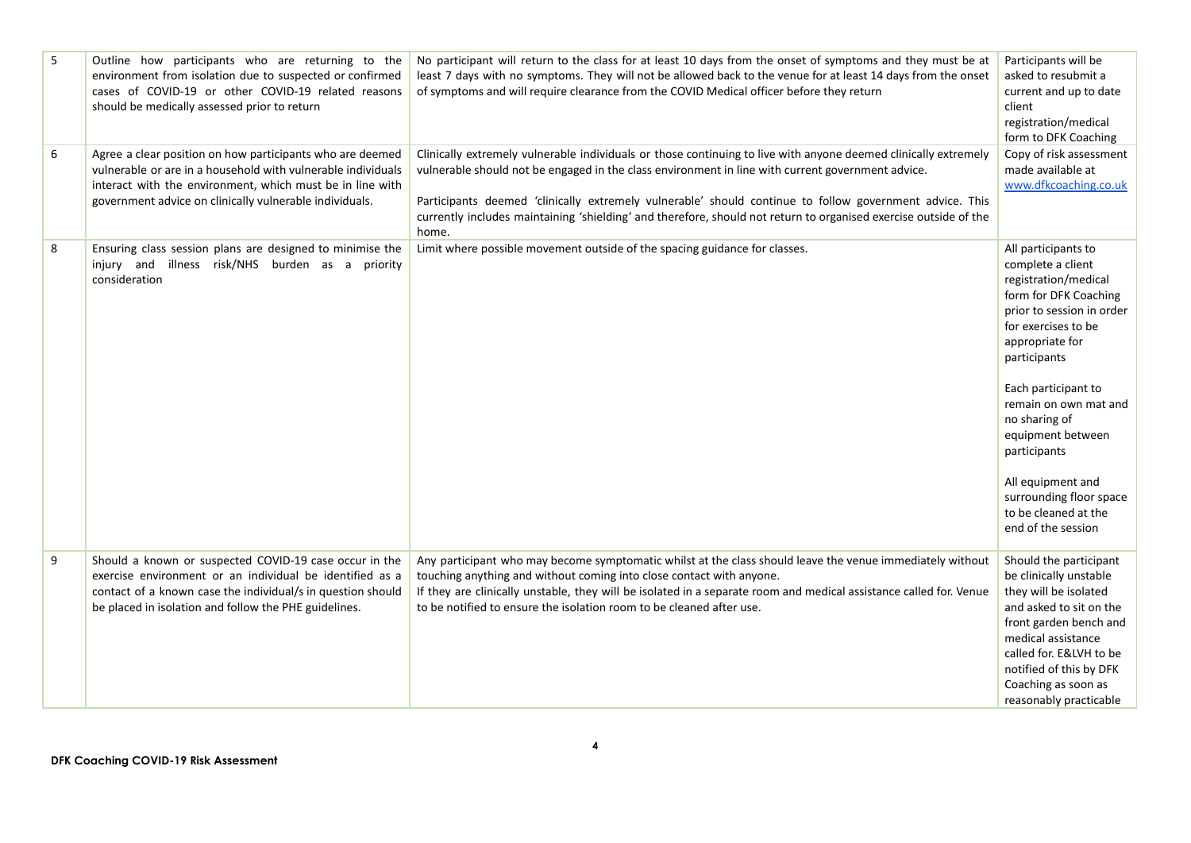| | | | |
|---|---|---|---|
| 5 | Outline how participants who are returning to the environment from isolation due to suspected or confirmed cases of COVID-19 or other COVID-19 related reasons should be medically assessed prior to return | No participant will return to the class for at least 10 days from the onset of symptoms and they must be at least 7 days with no symptoms. They will not be allowed back to the venue for at least 14 days from the onset of symptoms and will require clearance from the COVID Medical officer before they return | Participants will be asked to resubmit a current and up to date client registration/medical form to DFK Coaching |
| 6 | Agree a clear position on how participants who are deemed vulnerable or are in a household with vulnerable individuals interact with the environment, which must be in line with government advice on clinically vulnerable individuals. | Clinically extremely vulnerable individuals or those continuing to live with anyone deemed clinically extremely vulnerable should not be engaged in the class environment in line with current government advice.<br><br>Participants deemed 'clinically extremely vulnerable' should continue to follow government advice. This currently includes maintaining 'shielding' and therefore, should not return to organised exercise outside of the home. | Copy of risk assessment made available at www.dfkcoaching.co.uk |
| 8 | Ensuring class session plans are designed to minimise the injury and illness risk/NHS burden as a priority consideration | Limit where possible movement outside of the spacing guidance for classes. | All participants to complete a client registration/medical form for DFK Coaching prior to session in order for exercises to be appropriate for participants<br><br>Each participant to remain on own mat and no sharing of equipment between participants<br><br>All equipment and surrounding floor space to be cleaned at the end of the session |
| 9 | Should a known or suspected COVID-19 case occur in the exercise environment or an individual be identified as a contact of a known case the individual/s in question should be placed in isolation and follow the PHE guidelines. | Any participant who may become symptomatic whilst at the class should leave the venue immediately without touching anything and without coming into close contact with anyone.<br>If they are clinically unstable, they will be isolated in a separate room and medical assistance called for. Venue to be notified to ensure the isolation room to be cleaned after use. | Should the participant be clinically unstable they will be isolated and asked to sit on the front garden bench and medical assistance called for. E&LVH to be notified of this by DFK Coaching as soon as reasonably practicable |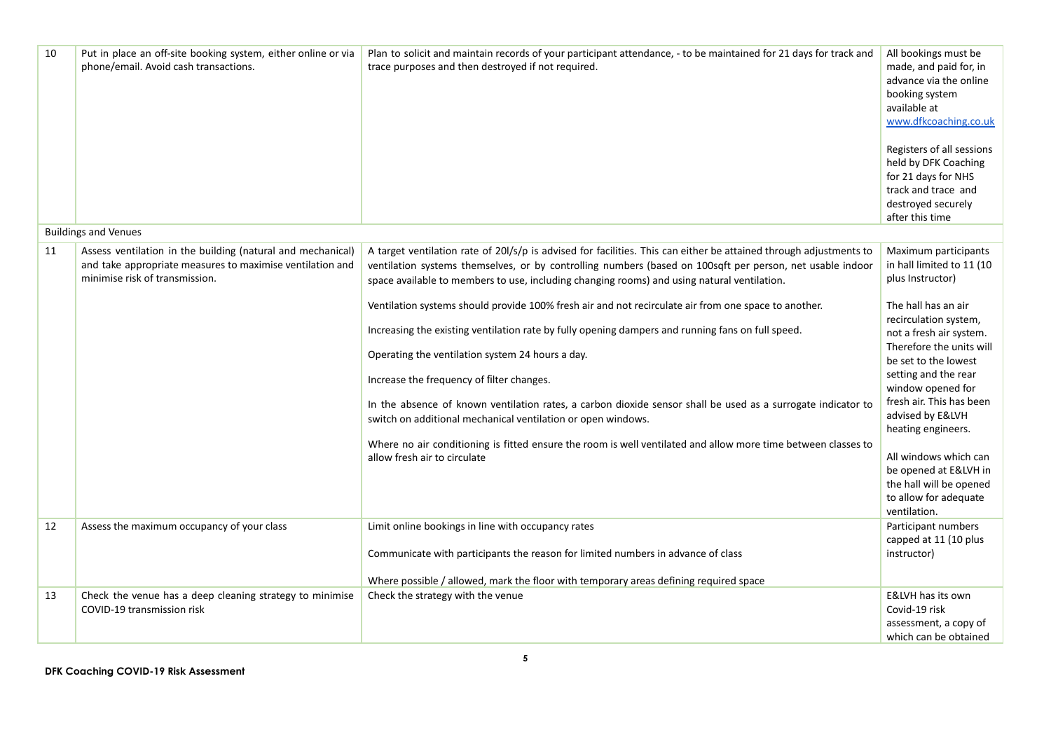| | | | |
|---|---|---|---|
| 10 | Put in place an off-site booking system, either online or via phone/email. Avoid cash transactions. | Plan to solicit and maintain records of your participant attendance, - to be maintained for 21 days for track and trace purposes and then destroyed if not required. | All bookings must be made, and paid for, in advance via the online booking system available at www.dfkcoaching.co.uk<br><br>Registers of all sessions held by DFK Coaching for 21 days for NHS track and trace and destroyed securely after this time |
| Buildings and Venues | | | |
| 11 | Assess ventilation in the building (natural and mechanical) and take appropriate measures to maximise ventilation and minimise risk of transmission. | A target ventilation rate of 20l/s/p is advised for facilities. This can either be attained through adjustments to ventilation systems themselves, or by controlling numbers (based on 100sqft per person, net usable indoor space available to members to use, including changing rooms) and using natural ventilation.<br><br>Ventilation systems should provide 100% fresh air and not recirculate air from one space to another.<br><br>Increasing the existing ventilation rate by fully opening dampers and running fans on full speed.<br><br>Operating the ventilation system 24 hours a day.<br><br>Increase the frequency of filter changes.<br><br>In the absence of known ventilation rates, a carbon dioxide sensor shall be used as a surrogate indicator to switch on additional mechanical ventilation or open windows.<br><br>Where no air conditioning is fitted ensure the room is well ventilated and allow more time between classes to allow fresh air to circulate | Maximum participants in hall limited to 11 (10 plus Instructor)<br><br>The hall has an air recirculation system, not a fresh air system. Therefore the units will be set to the lowest setting and the rear window opened for fresh air. This has been advised by E&LVH heating engineers.<br><br>All windows which can be opened at E&LVH in the hall will be opened to allow for adequate ventilation. |
| 12 | Assess the maximum occupancy of your class | Limit online bookings in line with occupancy rates<br><br>Communicate with participants the reason for limited numbers in advance of class<br><br>Where possible / allowed, mark the floor with temporary areas defining required space | Participant numbers capped at 11 (10 plus instructor) |
| 13 | Check the venue has a deep cleaning strategy to minimise COVID-19 transmission risk | Check the strategy with the venue | E&LVH has its own Covid-19 risk assessment, a copy of which can be obtained |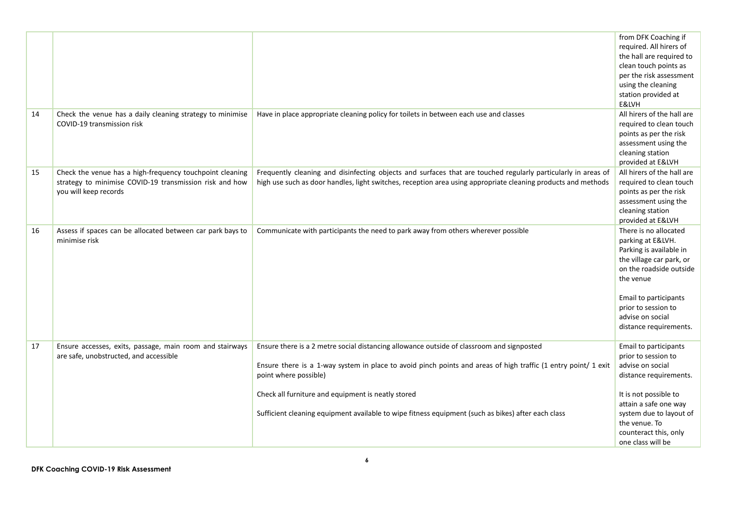| | | | |
|---|---|---|---|
| | | | from DFK Coaching if required. All hirers of the hall are required to clean touch points as per the risk assessment using the cleaning station provided at E&LVH |
| 14 | Check the venue has a daily cleaning strategy to minimise COVID-19 transmission risk | Have in place appropriate cleaning policy for toilets in between each use and classes | All hirers of the hall are required to clean touch points as per the risk assessment using the cleaning station provided at E&LVH |
| 15 | Check the venue has a high-frequency touchpoint cleaning strategy to minimise COVID-19 transmission risk and how you will keep records | Frequently cleaning and disinfecting objects and surfaces that are touched regularly particularly in areas of high use such as door handles, light switches, reception area using appropriate cleaning products and methods | All hirers of the hall are required to clean touch points as per the risk assessment using the cleaning station provided at E&LVH |
| 16 | Assess if spaces can be allocated between car park bays to minimise risk | Communicate with participants the need to park away from others wherever possible | There is no allocated parking at E&LVH. Parking is available in the village car park, or on the roadside outside the venue<br><br>Email to participants prior to session to advise on social distance requirements. |
| 17 | Ensure accesses, exits, passage, main room and stairways are safe, unobstructed, and accessible | Ensure there is a 2 metre social distancing allowance outside of classroom and signposted<br><br>Ensure there is a 1-way system in place to avoid pinch points and areas of high traffic (1 entry point/ 1 exit point where possible)<br><br>Check all furniture and equipment is neatly stored<br><br>Sufficient cleaning equipment available to wipe fitness equipment (such as bikes) after each class | Email to participants prior to session to advise on social distance requirements.<br><br>It is not possible to attain a safe one way system due to layout of the venue. To counteract this, only one class will be |

DFK Coaching COVID-19 Risk Assessment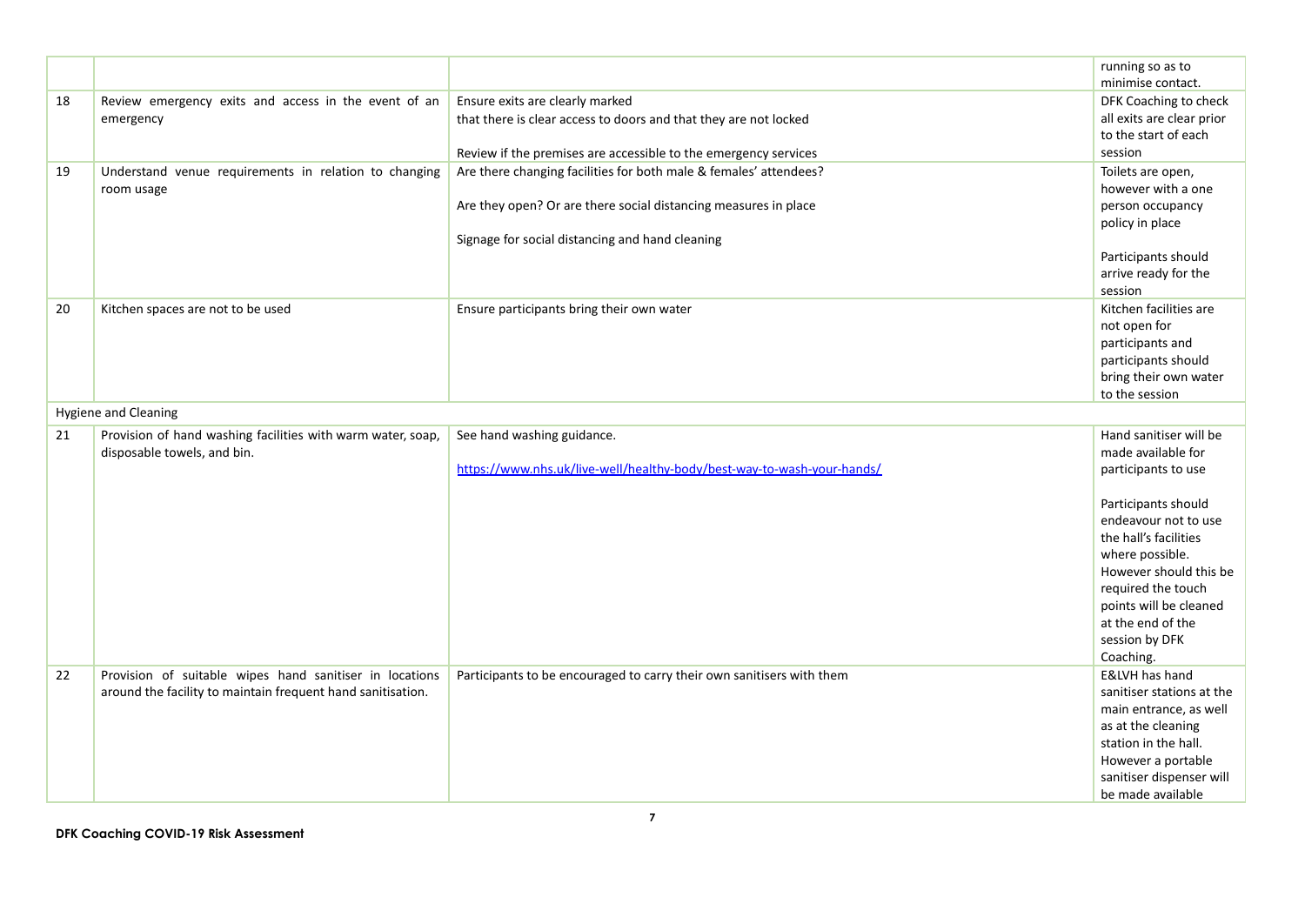| | | | |
|---|---|---|---|
| | | | running so as to minimise contact. |
| 18 | Review emergency exits and access in the event of an emergency | Ensure exits are clearly marked<br>that there is clear access to doors and that they are not locked<br><br>Review if the premises are accessible to the emergency services | DFK Coaching to check all exits are clear prior to the start of each session |
| 19 | Understand venue requirements in relation to changing room usage | Are there changing facilities for both male & females' attendees?<br><br>Are they open? Or are there social distancing measures in place<br><br>Signage for social distancing and hand cleaning | Toilets are open, however with a one person occupancy policy in place<br><br>Participants should arrive ready for the session |
| 20 | Kitchen spaces are not to be used | Ensure participants bring their own water | Kitchen facilities are not open for participants and participants should bring their own water to the session |
| Hygiene and Cleaning | | | |
| 21 | Provision of hand washing facilities with warm water, soap, disposable towels, and bin. | See hand washing guidance.<br><br>https://www.nhs.uk/live-well/healthy-body/best-way-to-wash-your-hands/ | Hand sanitiser will be made available for participants to use<br><br>Participants should endeavour not to use the hall's facilities where possible. However should this be required the touch points will be cleaned at the end of the session by DFK Coaching. |
| 22 | Provision of suitable wipes hand sanitiser in locations around the facility to maintain frequent hand sanitisation. | Participants to be encouraged to carry their own sanitisers with them | E&LVH has hand sanitiser stations at the main entrance, as well as at the cleaning station in the hall. However a portable sanitiser dispenser will be made available |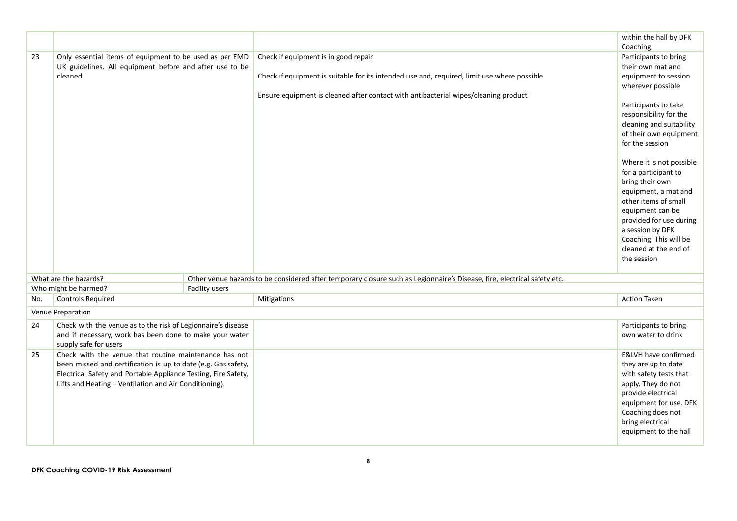| | | | |
|---|---|---|---|
| | | | within the hall by DFK Coaching |
| 23 | Only essential items of equipment to be used as per EMD UK guidelines. All equipment before and after use to be cleaned | Check if equipment is in good repair<br><br>Check if equipment is suitable for its intended use and, required, limit use where possible<br><br>Ensure equipment is cleaned after contact with antibacterial wipes/cleaning product | Participants to bring their own mat and equipment to session wherever possible<br><br>Participants to take responsibility for the cleaning and suitability of their own equipment for the session<br><br>Where it is not possible for a participant to bring their own equipment, a mat and other items of small equipment can be provided for use during a session by DFK Coaching. This will be cleaned at the end of the session |

| What are the hazards? | Other venue hazards to be considered after temporary closure such as Legionnaire's Disease, fire, electrical safety etc. | | |
|---|---|---|---|
| Who might be harmed? | Facility users | | |
| No. | Controls Required | Mitigations | Action Taken |
| Venue Preparation | | | |
| 24 | Check with the venue as to the risk of Legionnaire's disease and if necessary, work has been done to make your water supply safe for users | | Participants to bring own water to drink |
| 25 | Check with the venue that routine maintenance has not been missed and certification is up to date (e.g. Gas safety, Electrical Safety and Portable Appliance Testing, Fire Safety, Lifts and Heating – Ventilation and Air Conditioning). | | E&LVH have confirmed they are up to date with safety tests that apply. They do not provide electrical equipment for use. DFK Coaching does not bring electrical equipment to the hall |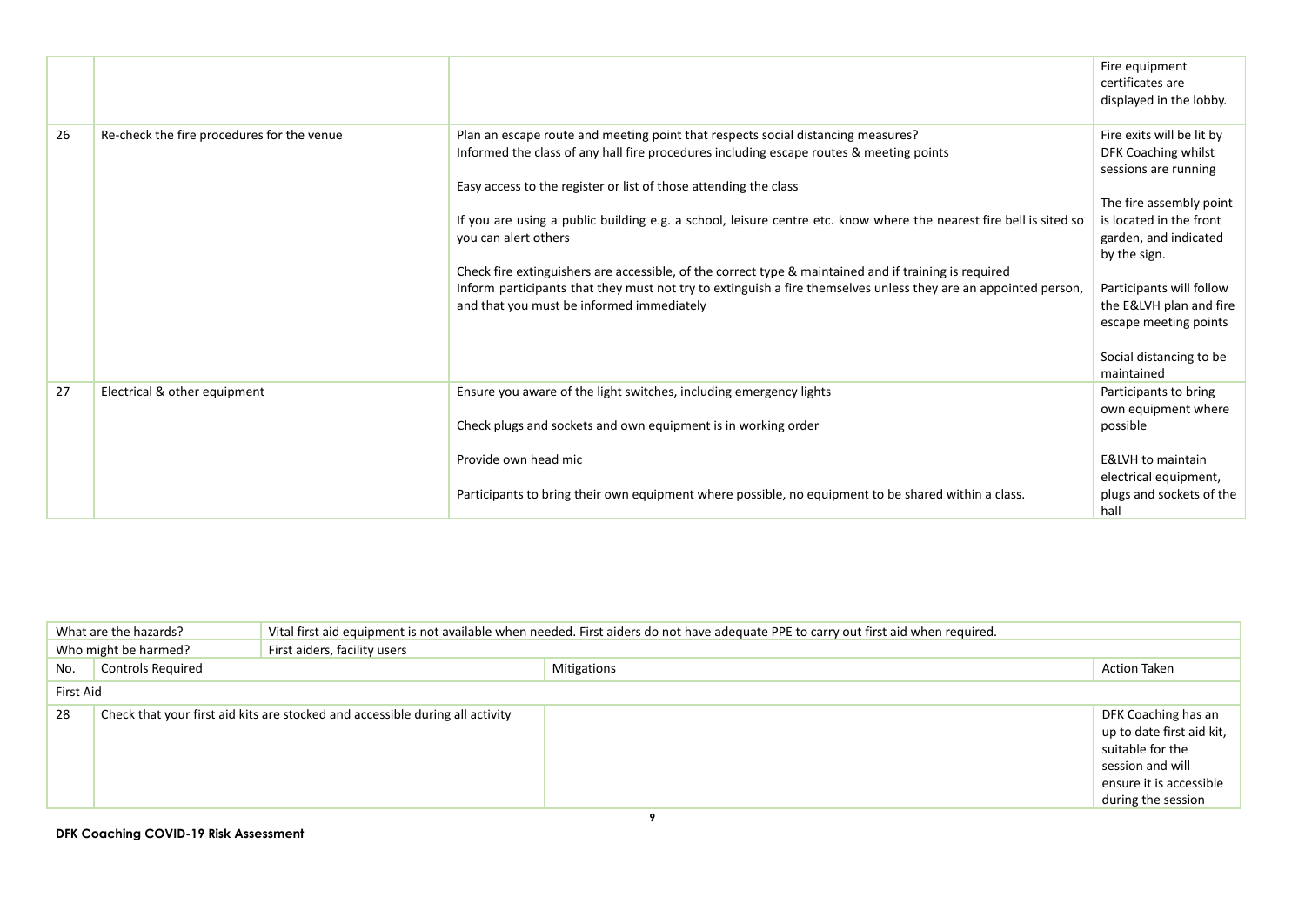| | | | |
|---|---|---|---|
| | | | Fire equipment certificates are displayed in the lobby. |
| 26 | Re-check the fire procedures for the venue | Plan an escape route and meeting point that respects social distancing measures?<br>Informed the class of any hall fire procedures including escape routes & meeting points<br><br>Easy access to the register or list of those attending the class<br><br>If you are using a public building e.g. a school, leisure centre etc. know where the nearest fire bell is sited so you can alert others<br><br>Check fire extinguishers are accessible, of the correct type & maintained and if training is required<br>Inform participants that they must not try to extinguish a fire themselves unless they are an appointed person, and that you must be informed immediately | Fire exits will be lit by DFK Coaching whilst sessions are running<br><br>The fire assembly point is located in the front garden, and indicated by the sign.<br><br>Participants will follow the E&LVH plan and fire escape meeting points<br><br>Social distancing to be maintained |
| 27 | Electrical & other equipment | Ensure you aware of the light switches, including emergency lights<br><br>Check plugs and sockets and own equipment is in working order<br><br>Provide own head mic<br><br>Participants to bring their own equipment where possible, no equipment to be shared within a class. | Participants to bring own equipment where possible<br><br>E&LVH to maintain electrical equipment, plugs and sockets of the hall |

| What are the hazards? | Vital first aid equipment is not available when needed. First aiders do not have adequate PPE to carry out first aid when required. | | |
|---|---|---|---|
| Who might be harmed? | First aiders, facility users | | |
| No. | Controls Required | Mitigations | Action Taken |
| First Aid | | | |
| 28 | Check that your first aid kits are stocked and accessible during all activity | | DFK Coaching has an up to date first aid kit, suitable for the session and will ensure it is accessible during the session |

**DFK Coaching COVID-19 Risk Assessment**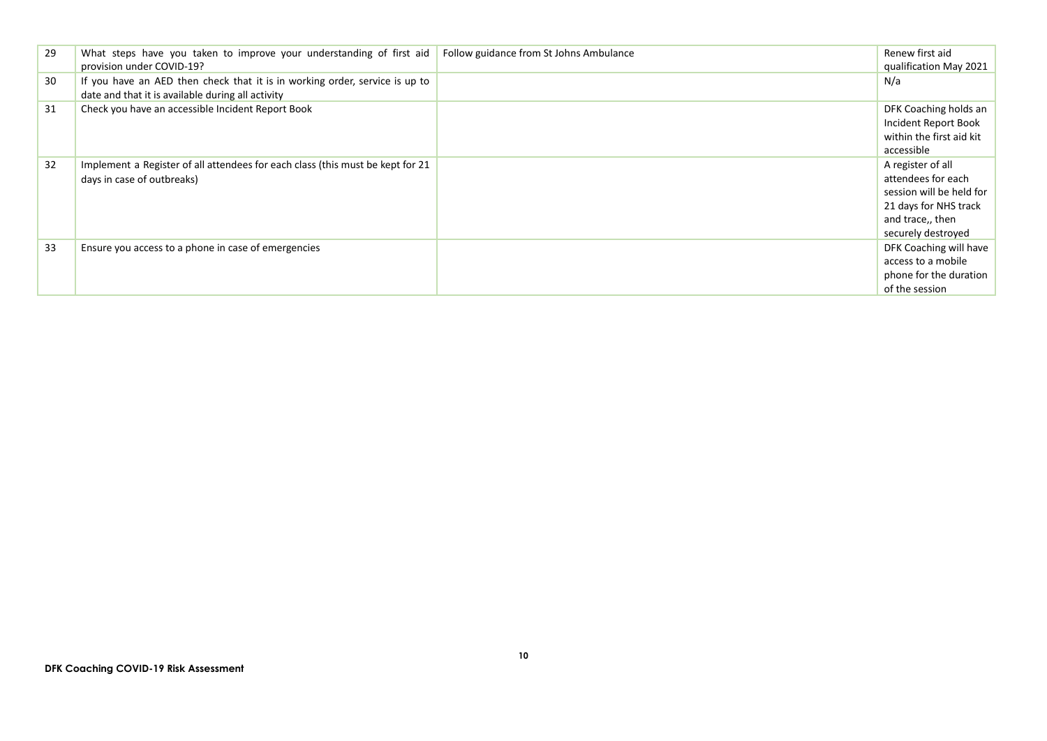| | | | |
|---|---|---|---|
| 29 | What steps have you taken to improve your understanding of first aid provision under COVID-19? | Follow guidance from St Johns Ambulance | Renew first aid qualification May 2021 |
| 30 | If you have an AED then check that it is in working order, service is up to date and that it is available during all activity | | N/a |
| 31 | Check you have an accessible Incident Report Book | | DFK Coaching holds an Incident Report Book within the first aid kit accessible |
| 32 | Implement a Register of all attendees for each class (this must be kept for 21 days in case of outbreaks) | | A register of all attendees for each session will be held for 21 days for NHS track and trace,, then securely destroyed |
| 33 | Ensure you access to a phone in case of emergencies | | DFK Coaching will have access to a mobile phone for the duration of the session |